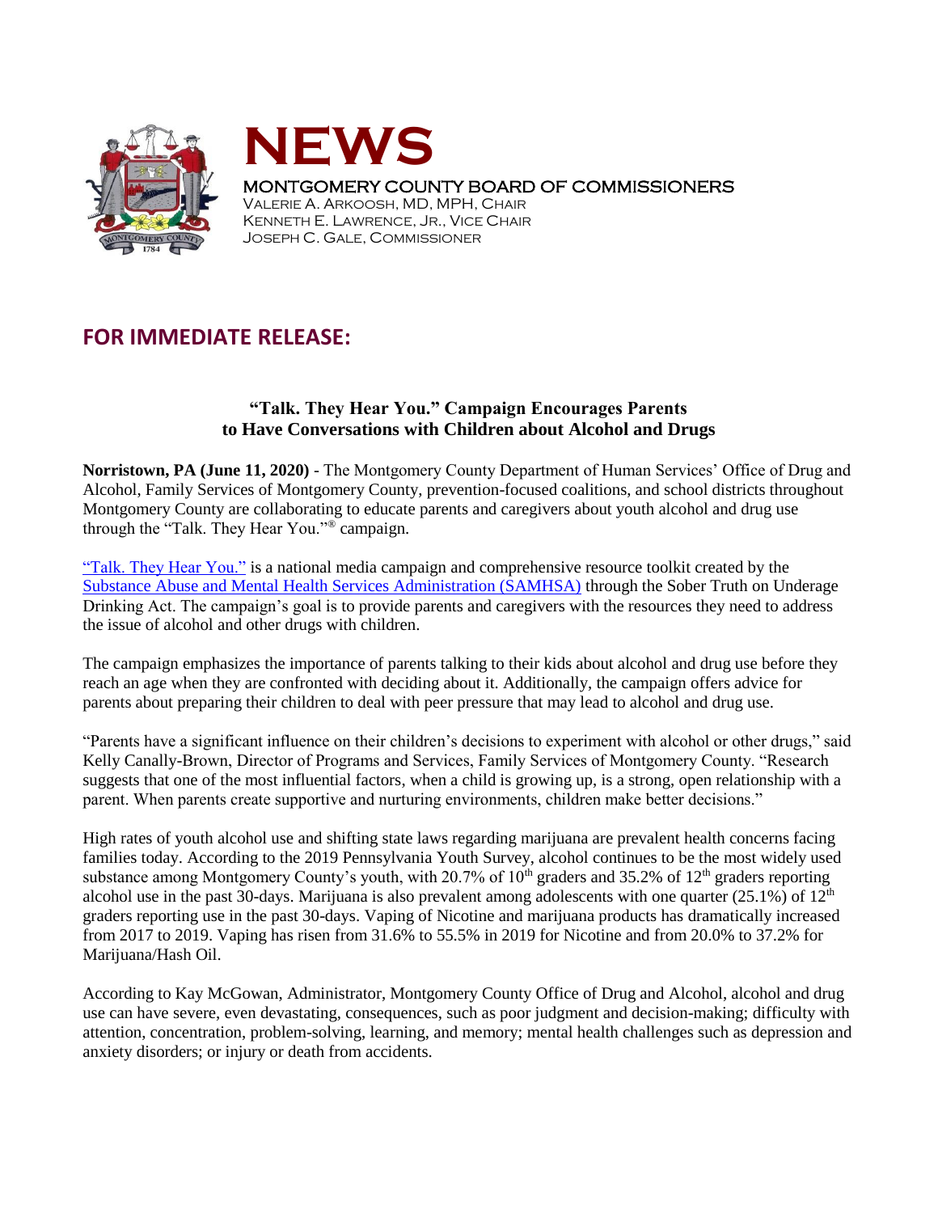# NEWS

MONTGOMERY COUNTY BOARD OF COMMISSIONERS
VALERIE A. ARKOOSH, MD, MPH, CHAIR
KENNETH E. LAWRENCE, JR., VICE CHAIR
JOSEPH C. GALE, COMMISSIONER

## FOR IMMEDIATE RELEASE:

### "Talk. They Hear You." Campaign Encourages Parents to Have Conversations with Children about Alcohol and Drugs

**Norristown, PA (June 11, 2020)** - The Montgomery County Department of Human Services' Office of Drug and Alcohol, Family Services of Montgomery County, prevention-focused coalitions, and school districts throughout Montgomery County are collaborating to educate parents and caregivers about youth alcohol and drug use through the "Talk. They Hear You."® campaign.

"Talk. They Hear You." is a national media campaign and comprehensive resource toolkit created by the Substance Abuse and Mental Health Services Administration (SAMHSA) through the Sober Truth on Underage Drinking Act. The campaign's goal is to provide parents and caregivers with the resources they need to address the issue of alcohol and other drugs with children.

The campaign emphasizes the importance of parents talking to their kids about alcohol and drug use before they reach an age when they are confronted with deciding about it. Additionally, the campaign offers advice for parents about preparing their children to deal with peer pressure that may lead to alcohol and drug use.

"Parents have a significant influence on their children's decisions to experiment with alcohol or other drugs," said Kelly Canally-Brown, Director of Programs and Services, Family Services of Montgomery County. "Research suggests that one of the most influential factors, when a child is growing up, is a strong, open relationship with a parent. When parents create supportive and nurturing environments, children make better decisions."

High rates of youth alcohol use and shifting state laws regarding marijuana are prevalent health concerns facing families today. According to the 2019 Pennsylvania Youth Survey, alcohol continues to be the most widely used substance among Montgomery County's youth, with 20.7% of 10th graders and 35.2% of 12th graders reporting alcohol use in the past 30-days. Marijuana is also prevalent among adolescents with one quarter (25.1%) of 12th graders reporting use in the past 30-days. Vaping of Nicotine and marijuana products has dramatically increased from 2017 to 2019. Vaping has risen from 31.6% to 55.5% in 2019 for Nicotine and from 20.0% to 37.2% for Marijuana/Hash Oil.

According to Kay McGowan, Administrator, Montgomery County Office of Drug and Alcohol, alcohol and drug use can have severe, even devastating, consequences, such as poor judgment and decision-making; difficulty with attention, concentration, problem-solving, learning, and memory; mental health challenges such as depression and anxiety disorders; or injury or death from accidents.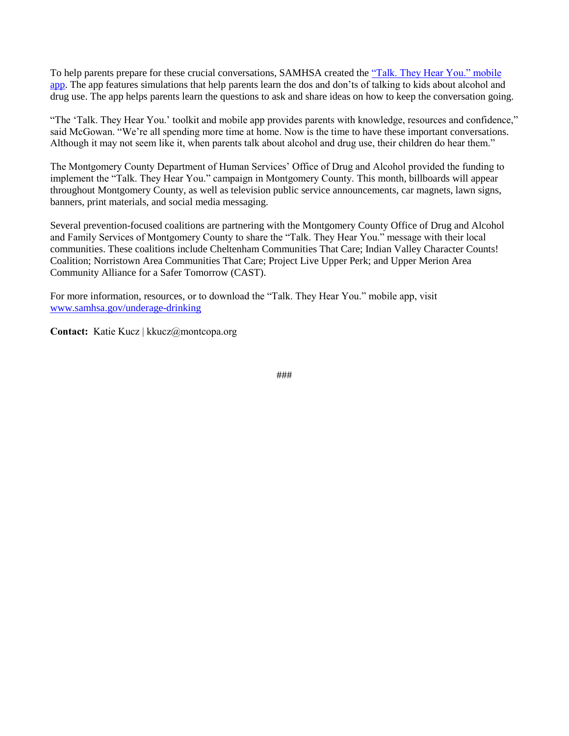To help parents prepare for these crucial conversations, SAMHSA created the [“Talk. They Hear You.” mobile app](). The app features simulations that help parents learn the dos and don’ts of talking to kids about alcohol and drug use. The app helps parents learn the questions to ask and share ideas on how to keep the conversation going.

“The ‘Talk. They Hear You.’ toolkit and mobile app provides parents with knowledge, resources and confidence,” said McGowan. “We’re all spending more time at home. Now is the time to have these important conversations. Although it may not seem like it, when parents talk about alcohol and drug use, their children do hear them.”

The Montgomery County Department of Human Services’ Office of Drug and Alcohol provided the funding to implement the “Talk. They Hear You.” campaign in Montgomery County. This month, billboards will appear throughout Montgomery County, as well as television public service announcements, car magnets, lawn signs, banners, print materials, and social media messaging.

Several prevention-focused coalitions are partnering with the Montgomery County Office of Drug and Alcohol and Family Services of Montgomery County to share the “Talk. They Hear You.” message with their local communities. These coalitions include Cheltenham Communities That Care; Indian Valley Character Counts! Coalition; Norristown Area Communities That Care; Project Live Upper Perk; and Upper Merion Area Community Alliance for a Safer Tomorrow (CAST).

For more information, resources, or to download the “Talk. They Hear You.” mobile app, visit [www.samhsa.gov/underage-drinking](www.samhsa.gov/underage-drinking)

**Contact:** Katie Kucz | kkucz@montcopa.org

###